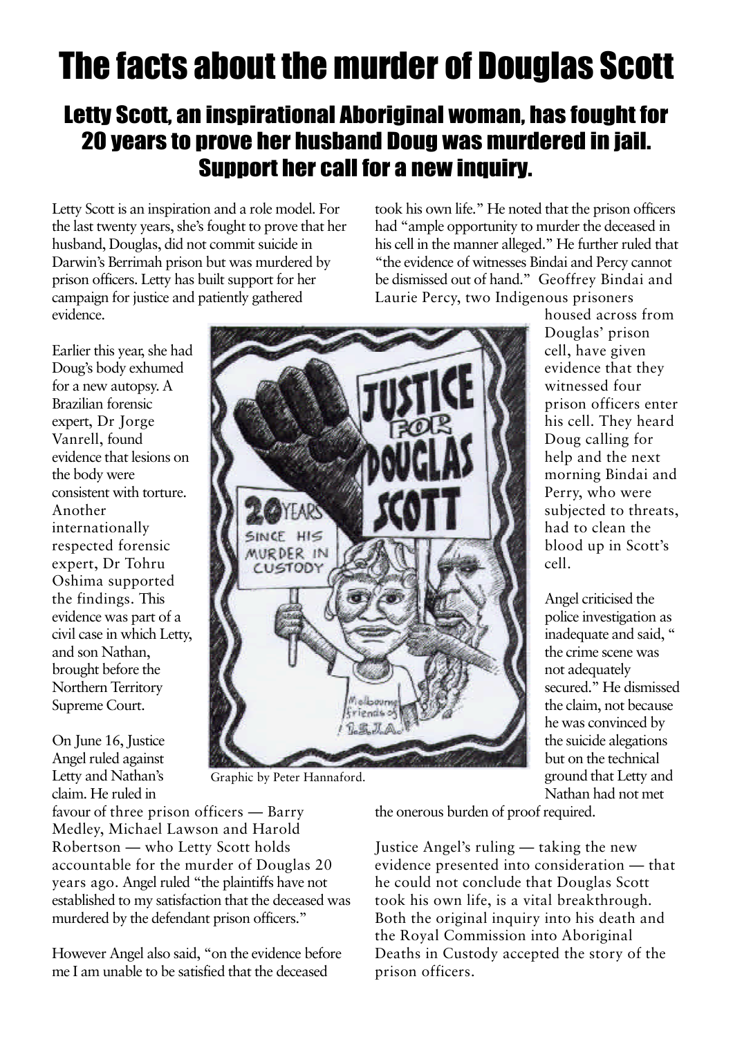# The facts about the murder of Douglas Scott

## Letty Scott, an inspirational Aboriginal woman, has fought for 20 years to prove her husband Doug was murdered in jail. Support her call for a new inquiry.

Letty Scott is an inspiration and a role model. For the last twenty years, she's fought to prove that her husband, Douglas, did not commit suicide in Darwin's Berrimah prison but was murdered by prison officers. Letty has built support for her campaign for justice and patiently gathered evidence.

Earlier this year, she had Doug's body exhumed for a new autopsy. A Brazilian forensic expert, Dr Jorge Vanrell, found evidence that lesions on the body were consistent with torture. Another internationally respected forensic expert, Dr Tohru Oshima supported the findings. This evidence was part of a civil case in which Letty, and son Nathan, brought before the Northern Territory Supreme Court.

On June 16, Justice Angel ruled against Letty and Nathan's claim. He ruled in favour of three prison officers — Barry Medley, Michael Lawson and Harold Robertson — who Letty Scott holds accountable for the murder of Douglas 20 years ago. Angel ruled "the plaintiffs have not established to my satisfaction that the deceased was murdered by the defendant prison officers."

However Angel also said, "on the evidence before me I am unable to be satisfied that the deceased took his own life." He noted that the prison officers had "ample opportunity to murder the deceased in his cell in the manner alleged." He further ruled that "the evidence of witnesses Bindai and Percy cannot be dismissed out of hand." Geoffrey Bindai and Laurie Percy, two Indigenous prisoners housed across from Douglas' prison cell, have given evidence that they witnessed four prison officers enter his cell. They heard Doug calling for help and the next morning Bindai and Perry, who were subjected to threats, had to clean the blood up in Scott's cell.

Graphic by Peter Hannaford.

Angel criticised the police investigation as inadequate and said, " the crime scene was not adequately secured." He dismissed the claim, not because he was convinced by the suicide alegations but on the technical ground that Letty and Nathan had not met the onerous burden of proof required.

Justice Angel's ruling — taking the new evidence presented into consideration — that he could not conclude that Douglas Scott took his own life, is a vital breakthrough. Both the original inquiry into his death and the Royal Commission into Aboriginal Deaths in Custody accepted the story of the prison officers.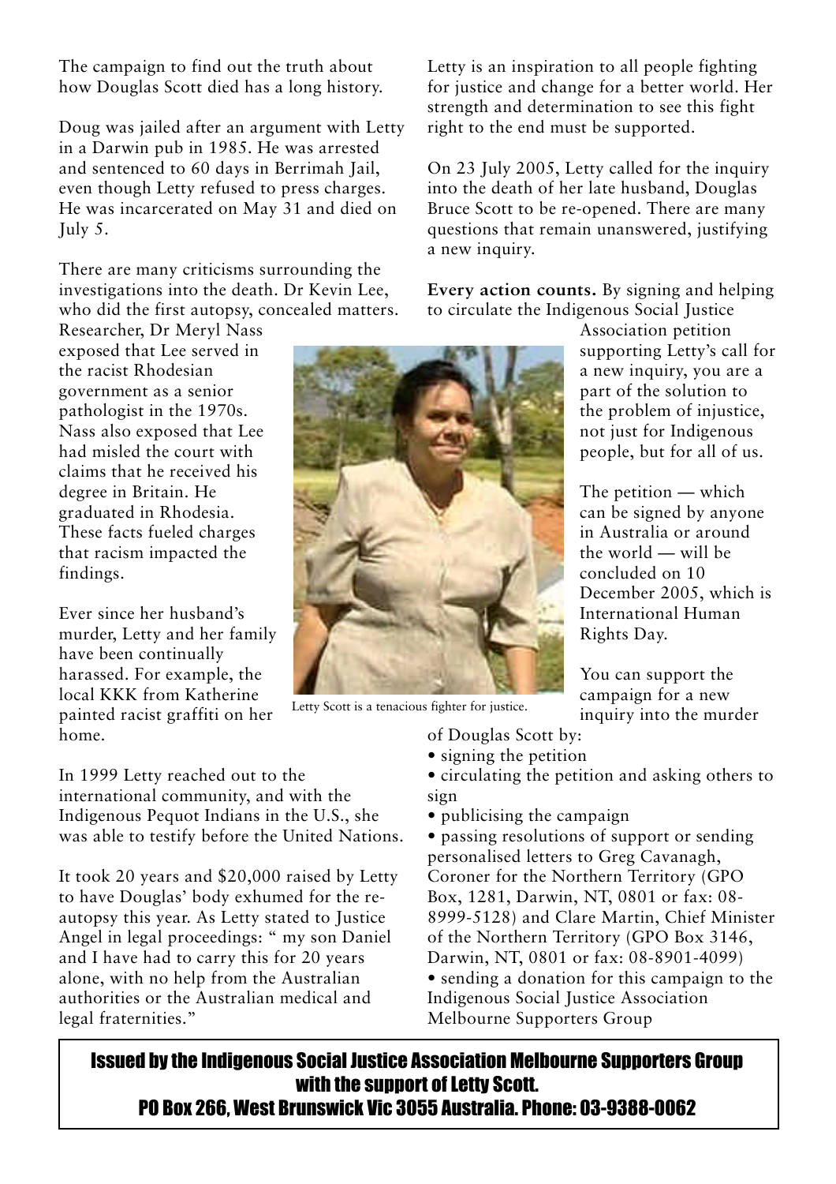The campaign to find out the truth about how Douglas Scott died has a long history.

Doug was jailed after an argument with Letty in a Darwin pub in 1985. He was arrested and sentenced to 60 days in Berrimah Jail, even though Letty refused to press charges. He was incarcerated on May 31 and died on July 5.

There are many criticisms surrounding the investigations into the death. Dr Kevin Lee, who did the first autopsy, concealed matters. Researcher, Dr Meryl Nass exposed that Lee served in the racist Rhodesian government as a senior pathologist in the 1970s. Nass also exposed that Lee had misled the court with claims that he received his degree in Britain. He graduated in Rhodesia. These facts fueled charges that racism impacted the findings.

Ever since her husband's murder, Letty and her family have been continually harassed. For example, the local KKK from Katherine painted racist graffiti on her home.

In 1999 Letty reached out to the international community, and with the Indigenous Pequot Indians in the U.S., she was able to testify before the United Nations.

It took 20 years and $20,000 raised by Letty to have Douglas' body exhumed for the re-autopsy this year. As Letty stated to Justice Angel in legal proceedings: " my son Daniel and I have had to carry this for 20 years alone, with no help from the Australian authorities or the Australian medical and legal fraternities."

Letty Scott is a tenacious fighter for justice.

Letty is an inspiration to all people fighting for justice and change for a better world. Her strength and determination to see this fight right to the end must be supported.

On 23 July 2005, Letty called for the inquiry into the death of her late husband, Douglas Bruce Scott to be re-opened. There are many questions that remain unanswered, justifying a new inquiry.

**Every action counts.** By signing and helping to circulate the Indigenous Social Justice Association petition supporting Letty's call for a new inquiry, you are a part of the solution to the problem of injustice, not just for Indigenous people, but for all of us.

The petition — which can be signed by anyone in Australia or around the world — will be concluded on 10 December 2005, which is International Human Rights Day.

You can support the campaign for a new inquiry into the murder of Douglas Scott by:

- signing the petition
- circulating the petition and asking others to sign
- publicising the campaign
- passing resolutions of support or sending personalised letters to Greg Cavanagh, Coroner for the Northern Territory (GPO Box, 1281, Darwin, NT, 0801 or fax: 08-8999-5128) and Clare Martin, Chief Minister of the Northern Territory (GPO Box 3146, Darwin, NT, 0801 or fax: 08-8901-4099)
- sending a donation for this campaign to the Indigenous Social Justice Association Melbourne Supporters Group

**Issued by the Indigenous Social Justice Association Melbourne Supporters Group with the support of Letty Scott.**
**PO Box 266, West Brunswick Vic 3055 Australia. Phone: 03-9388-0062**